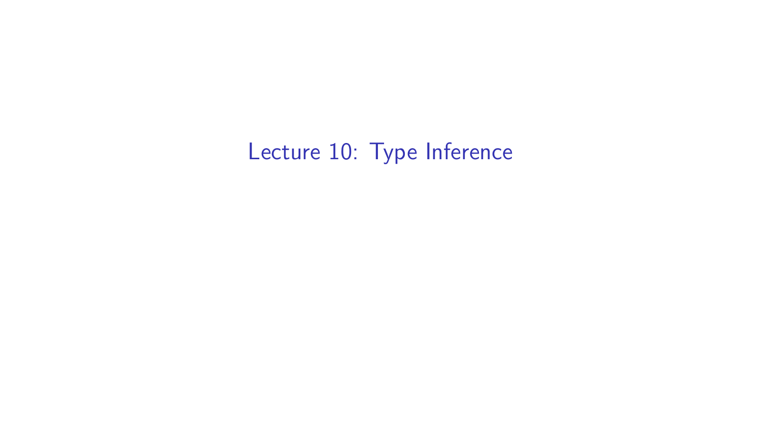# Lecture 10: Type Inference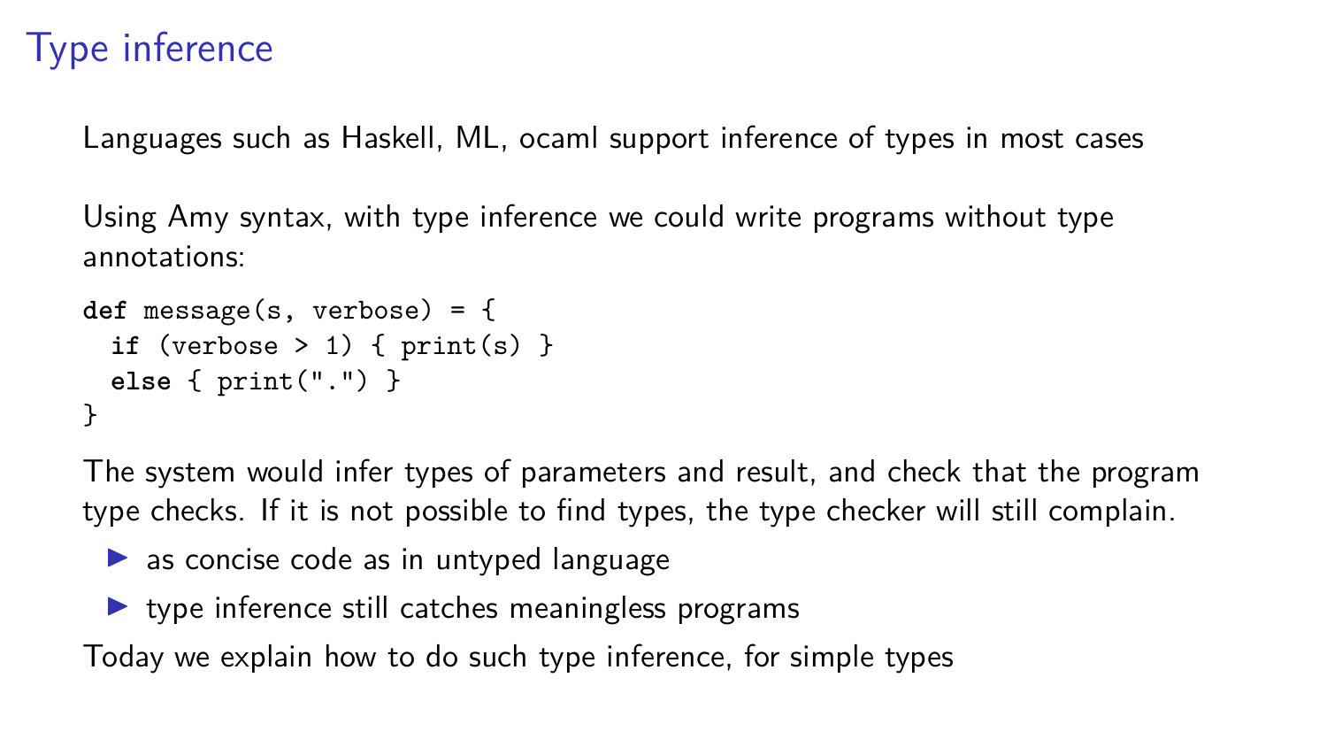# Type inference

Languages such as Haskell, ML, ocaml support inference of types in most cases

Using Amy syntax, with type inference we could write programs without type annotations:

```
def message(s, verbose) = {
  if (verbose > 1) { print(s) }
  else { print(".") }
}
```

The system would infer types of parameters and result, and check that the program type checks. If it is not possible to find types, the type checker will still complain.

- as concise code as in untyped language
- type inference still catches meaningless programs

Today we explain how to do such type inference, for simple types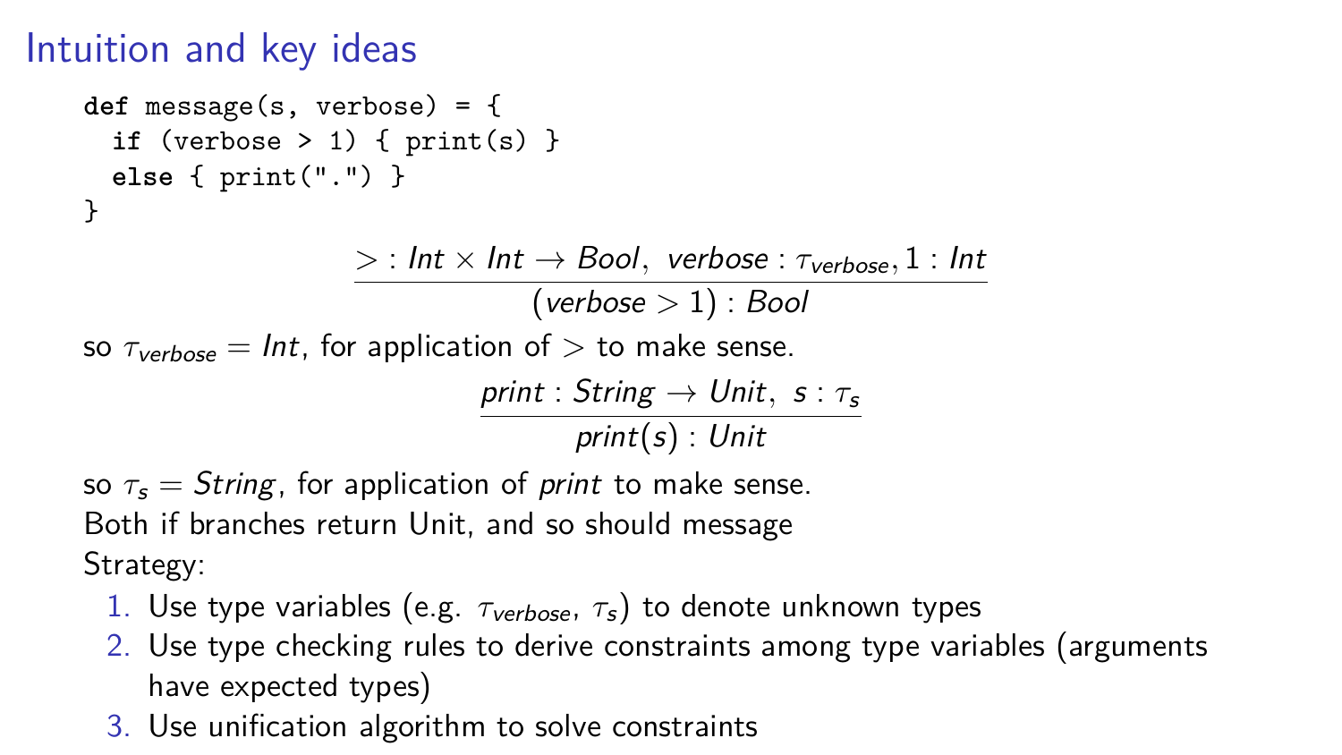# Intuition and key ideas

```
def message(s, verbose) = {
  if (verbose > 1) { print(s) }
  else { print(".") }
}
```

$$\frac{> : \mathit{Int} \times \mathit{Int} \rightarrow \mathit{Bool},\ \mathit{verbose} : \tau_{\mathit{verbose}}, 1 : \mathit{Int}}{(\mathit{verbose} > 1) : \mathit{Bool}}$$

so $\tau_{verbose} = \mathit{Int}$, for application of $>$ to make sense.

$$\frac{\mathit{print} : \mathit{String} \rightarrow \mathit{Unit},\ s : \tau_s}{\mathit{print}(s) : \mathit{Unit}}$$

so $\tau_s = \mathit{String}$, for application of *print* to make sense.

Both if branches return Unit, and so should message

Strategy:

1. Use type variables (e.g. $\tau_{verbose}$, $\tau_s$) to denote unknown types
2. Use type checking rules to derive constraints among type variables (arguments have expected types)
3. Use unification algorithm to solve constraints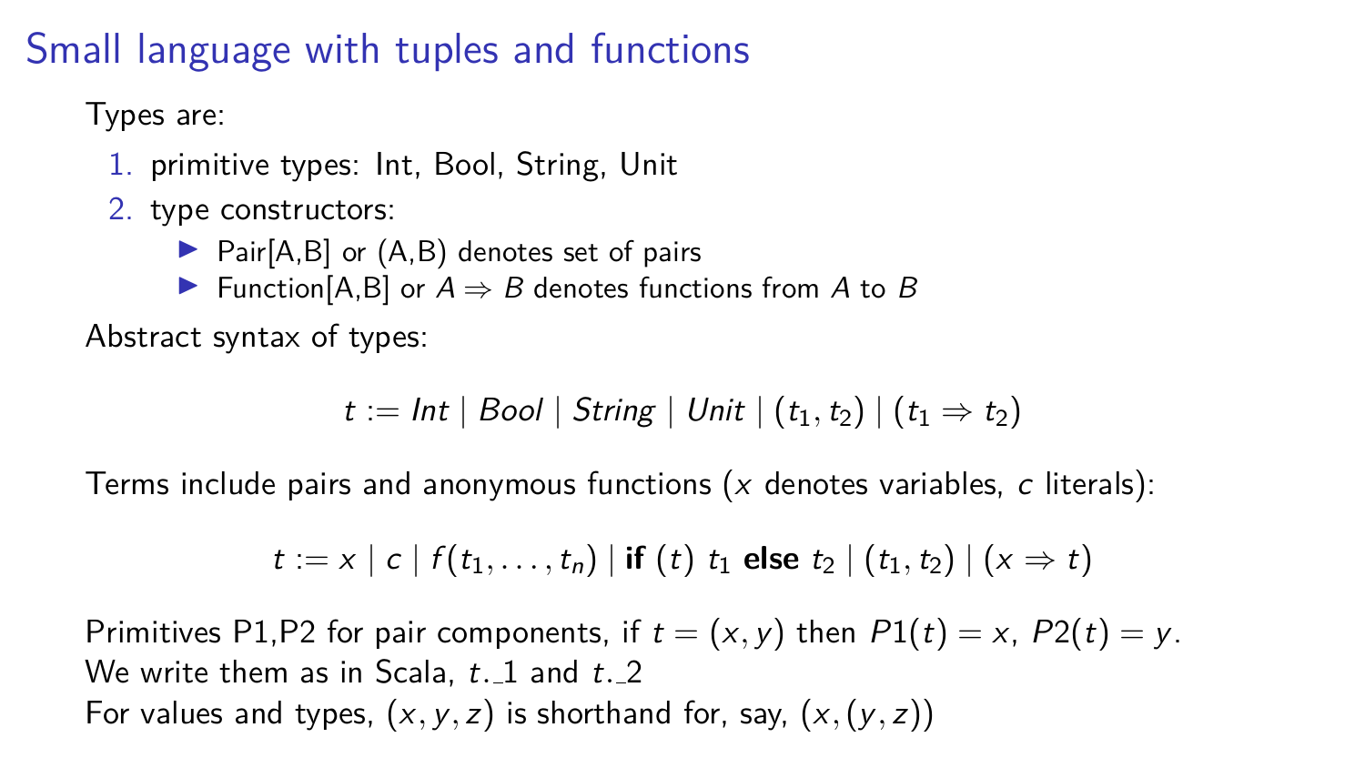# Small language with tuples and functions

Types are:

1. primitive types: Int, Bool, String, Unit
2. type constructors:
   - Pair[A,B] or (A,B) denotes set of pairs
   - Function[A,B] or $A \Rightarrow B$ denotes functions from $A$ to $B$

Abstract syntax of types:

$$t := Int \mid Bool \mid String \mid Unit \mid (t_1, t_2) \mid (t_1 \Rightarrow t_2)$$

Terms include pairs and anonymous functions ($x$ denotes variables, $c$ literals):

$$t := x \mid c \mid f(t_1, \ldots, t_n) \mid \textbf{if } (t) \ t_1 \textbf{ else } t_2 \mid (t_1, t_2) \mid (x \Rightarrow t)$$

Primitives P1,P2 for pair components, if $t = (x, y)$ then $P1(t) = x$, $P2(t) = y$.
We write them as in Scala, $t.\_1$ and $t.\_2$
For values and types, $(x, y, z)$ is shorthand for, say, $(x, (y, z))$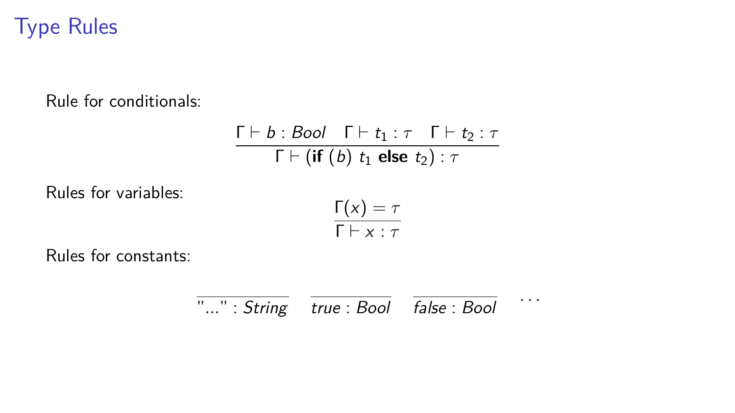# Type Rules

Rule for conditionals:

$$\frac{\Gamma \vdash b : \mathit{Bool} \quad \Gamma \vdash t_1 : \tau \quad \Gamma \vdash t_2 : \tau}{\Gamma \vdash (\textbf{if}\ (b)\ t_1\ \textbf{else}\ t_2) : \tau}$$

Rules for variables:

$$\frac{\Gamma(x) = \tau}{\Gamma \vdash x : \tau}$$

Rules for constants:

$$\frac{}{\text{"..."} : \mathit{String}} \qquad \frac{}{\mathit{true} : \mathit{Bool}} \qquad \frac{}{\mathit{false} : \mathit{Bool}} \qquad \cdots$$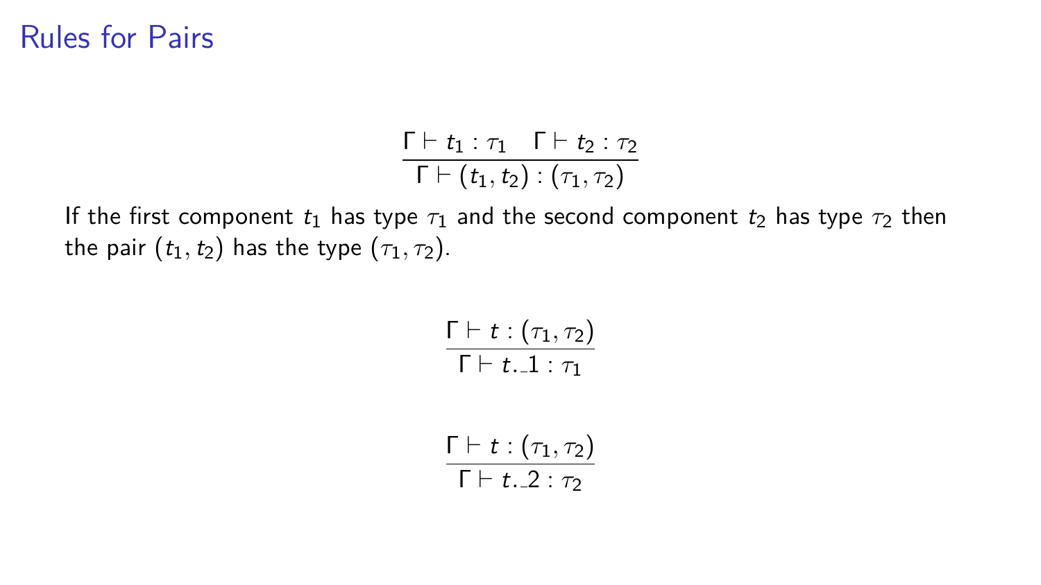# Rules for Pairs

$$\frac{\Gamma \vdash t_1 : \tau_1 \quad \Gamma \vdash t_2 : \tau_2}{\Gamma \vdash (t_1, t_2) : (\tau_1, \tau_2)}$$

If the first component $t_1$ has type $\tau_1$ and the second component $t_2$ has type $\tau_2$ then the pair $(t_1, t_2)$ has the type $(\tau_1, \tau_2)$.

$$\frac{\Gamma \vdash t : (\tau_1, \tau_2)}{\Gamma \vdash t.\_1 : \tau_1}$$

$$\frac{\Gamma \vdash t : (\tau_1, \tau_2)}{\Gamma \vdash t.\_2 : \tau_2}$$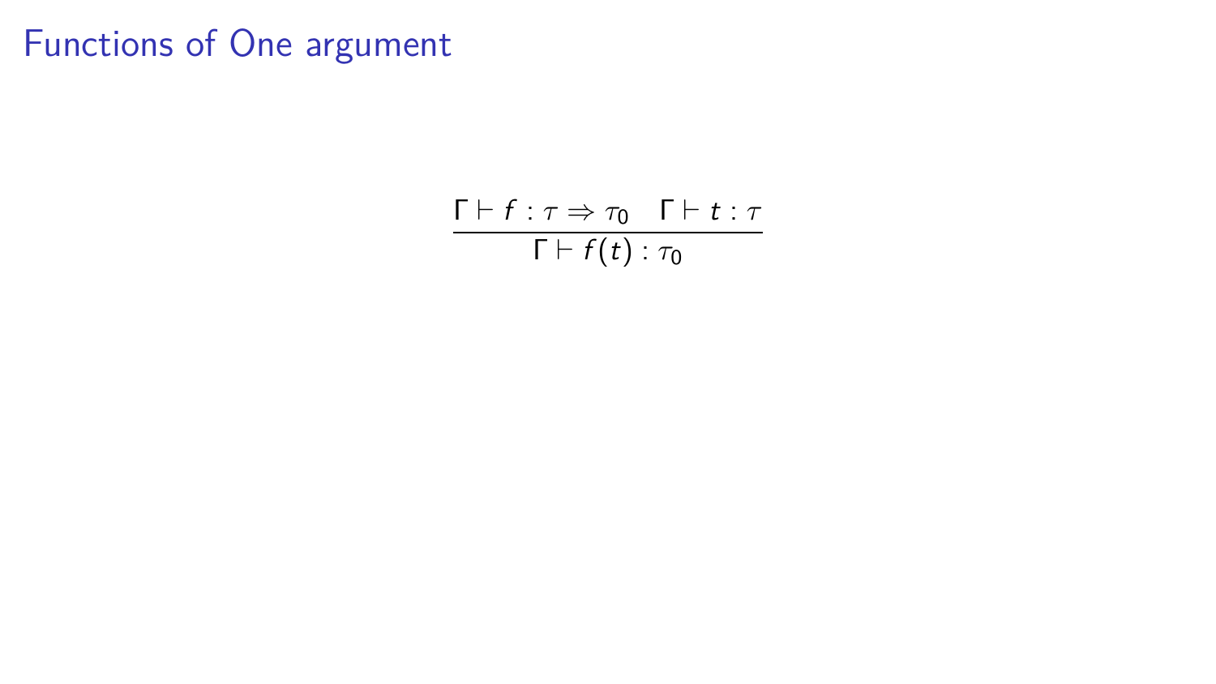# Functions of One argument

$$\frac{\Gamma \vdash f : \tau \Rightarrow \tau_0 \quad \Gamma \vdash t : \tau}{\Gamma \vdash f(t) : \tau_0}$$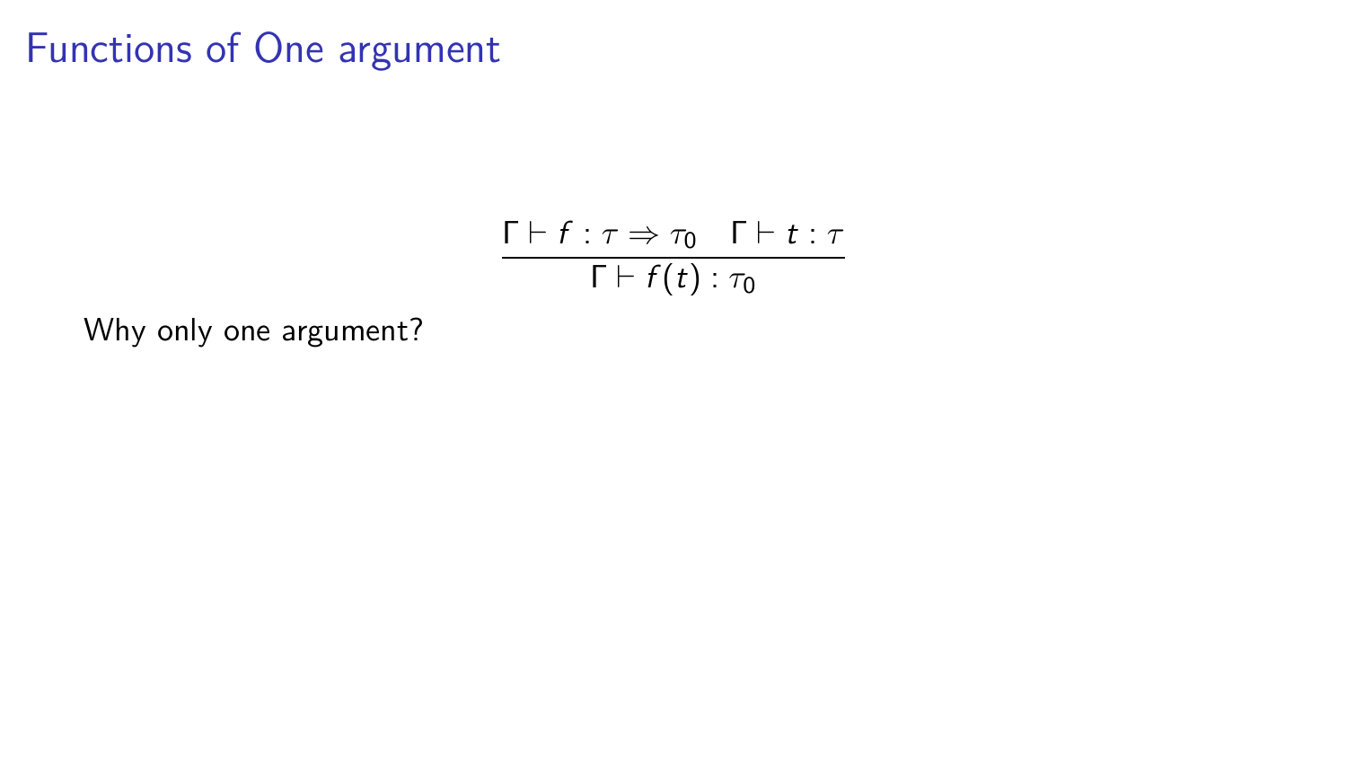# Functions of One argument

$$\frac{\Gamma \vdash f : \tau \Rightarrow \tau_0 \quad \Gamma \vdash t : \tau}{\Gamma \vdash f(t) : \tau_0}$$

Why only one argument?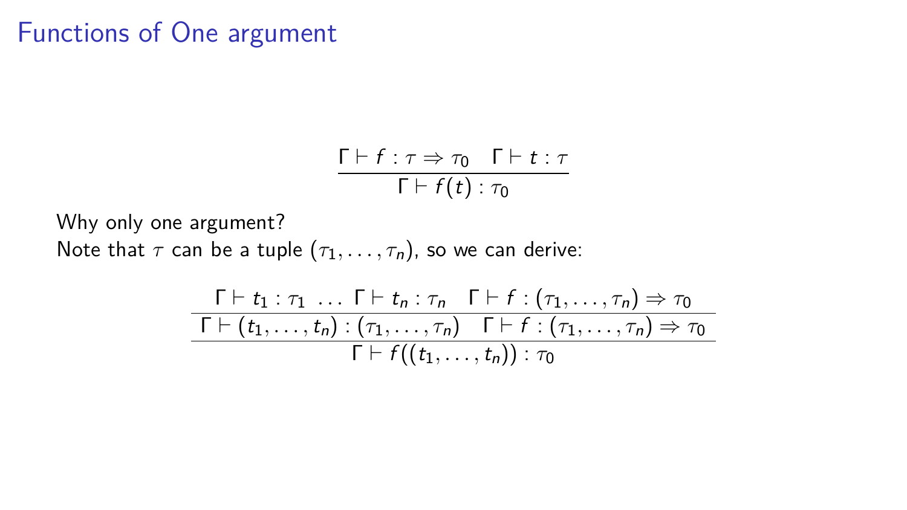# Functions of One argument

$$\frac{\Gamma \vdash f : \tau \Rightarrow \tau_0 \quad \Gamma \vdash t : \tau}{\Gamma \vdash f(t) : \tau_0}$$

Why only one argument?
Note that $\tau$ can be a tuple $(\tau_1, \ldots, \tau_n)$, so we can derive:

$$\frac{\dfrac{\Gamma \vdash t_1 : \tau_1 \ \ldots \ \Gamma \vdash t_n : \tau_n \quad \Gamma \vdash f : (\tau_1, \ldots, \tau_n) \Rightarrow \tau_0}{\Gamma \vdash (t_1, \ldots, t_n) : (\tau_1, \ldots, \tau_n) \quad \Gamma \vdash f : (\tau_1, \ldots, \tau_n) \Rightarrow \tau_0}}{\Gamma \vdash f((t_1, \ldots, t_n)) : \tau_0}$$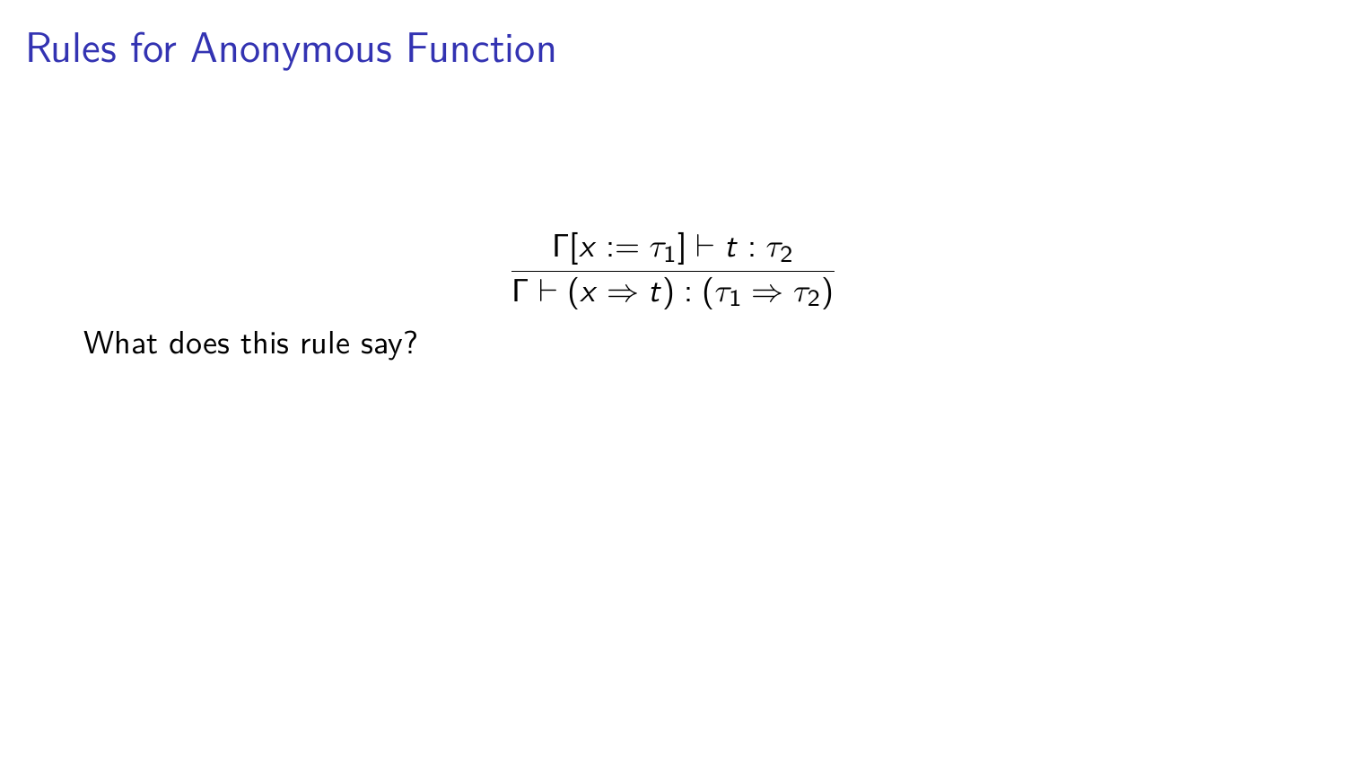# Rules for Anonymous Function

$$\frac{\Gamma[x := \tau_1] \vdash t : \tau_2}{\Gamma \vdash (x \Rightarrow t) : (\tau_1 \Rightarrow \tau_2)}$$

What does this rule say?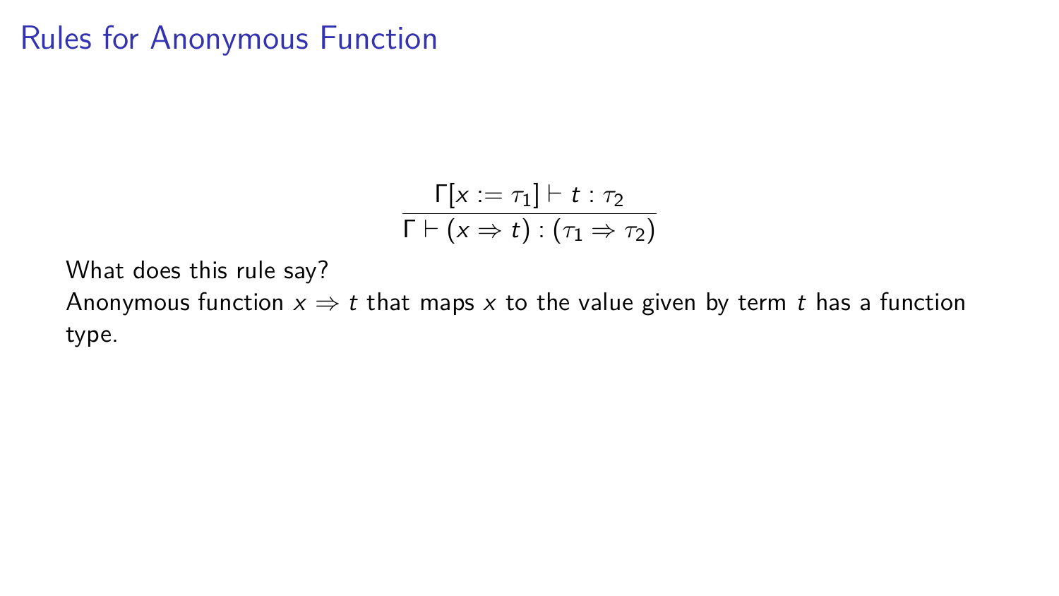# Rules for Anonymous Function

$$\frac{\Gamma[x := \tau_1] \vdash t : \tau_2}{\Gamma \vdash (x \Rightarrow t) : (\tau_1 \Rightarrow \tau_2)}$$

What does this rule say?

Anonymous function $x \Rightarrow t$ that maps $x$ to the value given by term $t$ has a function type.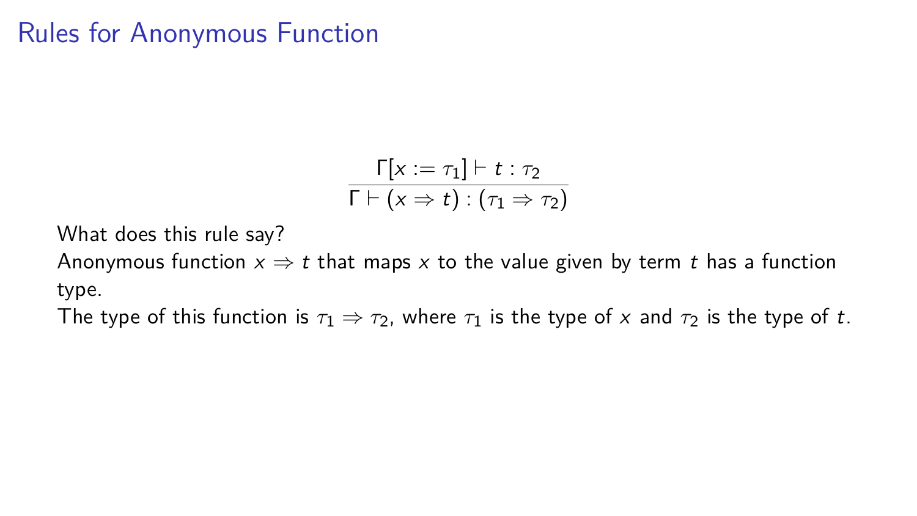# Rules for Anonymous Function

$$\frac{\Gamma[x := \tau_1] \vdash t : \tau_2}{\Gamma \vdash (x \Rightarrow t) : (\tau_1 \Rightarrow \tau_2)}$$

What does this rule say?

Anonymous function $x \Rightarrow t$ that maps $x$ to the value given by term $t$ has a function type.

The type of this function is $\tau_1 \Rightarrow \tau_2$, where $\tau_1$ is the type of $x$ and $\tau_2$ is the type of $t$.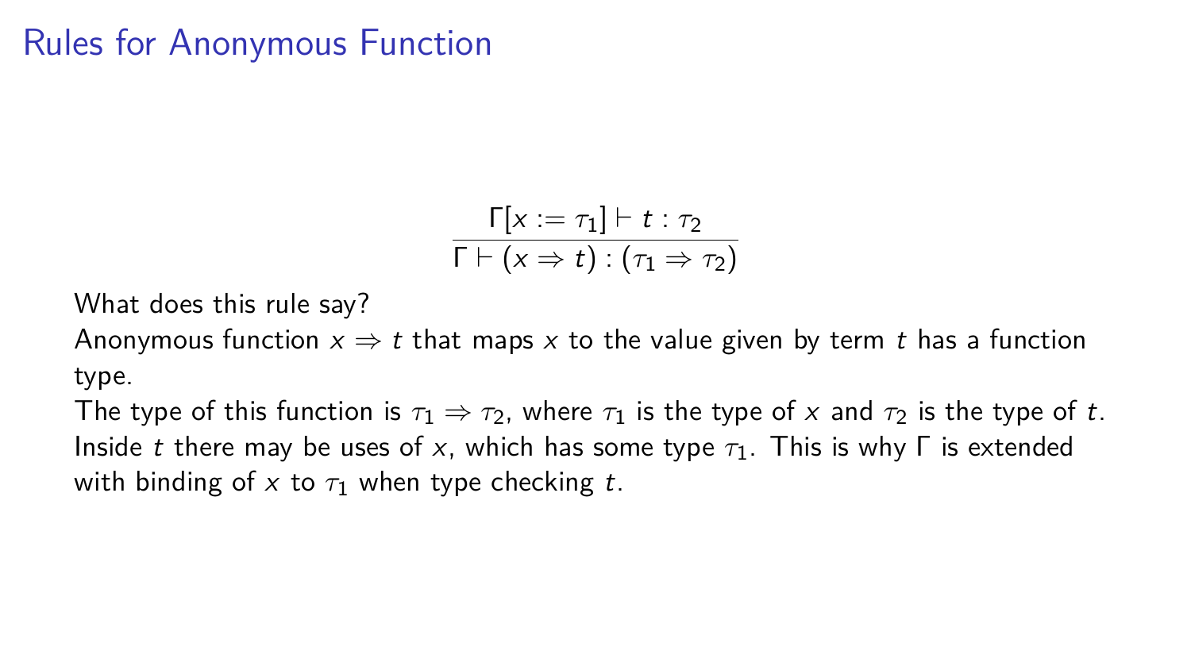# Rules for Anonymous Function

$$\frac{\Gamma[x := \tau_1] \vdash t : \tau_2}{\Gamma \vdash (x \Rightarrow t) : (\tau_1 \Rightarrow \tau_2)}$$

What does this rule say?

Anonymous function $x \Rightarrow t$ that maps $x$ to the value given by term $t$ has a function type.

The type of this function is $\tau_1 \Rightarrow \tau_2$, where $\tau_1$ is the type of $x$ and $\tau_2$ is the type of $t$. Inside $t$ there may be uses of $x$, which has some type $\tau_1$. This is why $\Gamma$ is extended with binding of $x$ to $\tau_1$ when type checking $t$.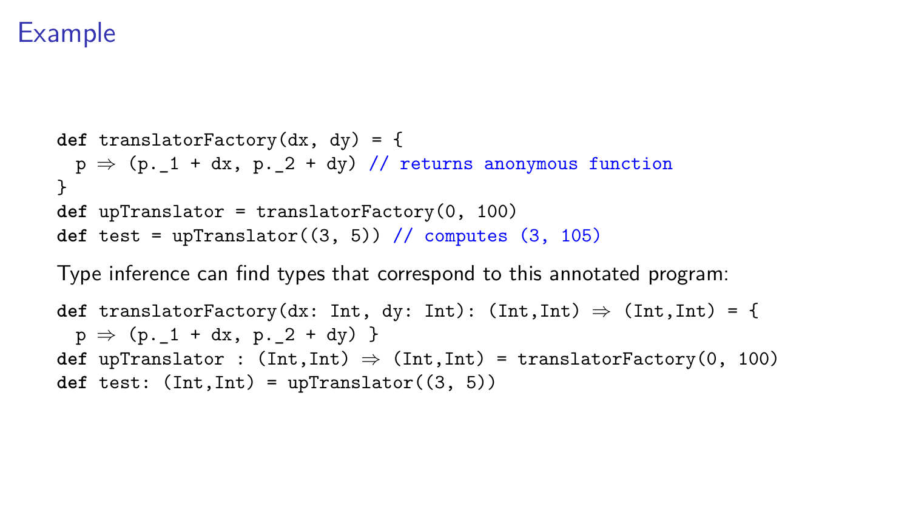# Example

```
def translatorFactory(dx, dy) = {
  p ⇒ (p._1 + dx, p._2 + dy) // returns anonymous function
}
def upTranslator = translatorFactory(0, 100)
def test = upTranslator((3, 5)) // computes (3, 105)
```

Type inference can find types that correspond to this annotated program:

```
def translatorFactory(dx: Int, dy: Int): (Int,Int) ⇒ (Int,Int) = {
  p ⇒ (p._1 + dx, p._2 + dy) }
def upTranslator : (Int,Int) ⇒ (Int,Int) = translatorFactory(0, 100)
def test: (Int,Int) = upTranslator((3, 5))
```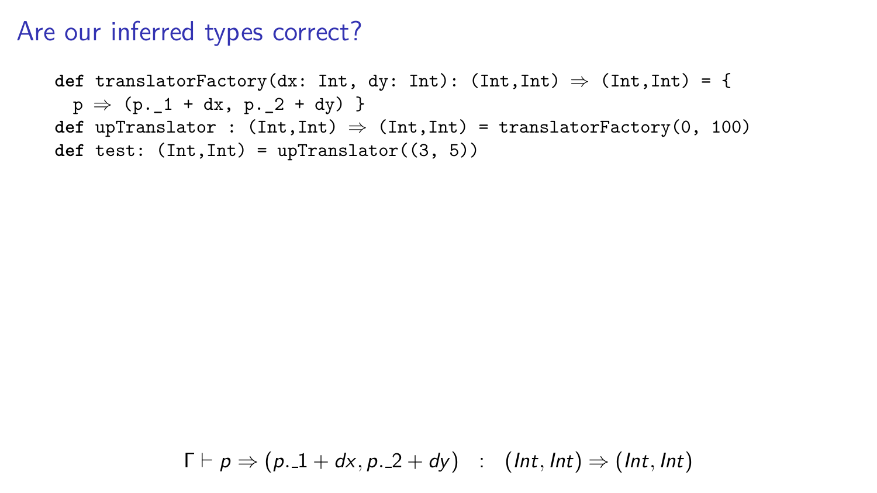# Are our inferred types correct?

```
def translatorFactory(dx: Int, dy: Int): (Int,Int) ⇒ (Int,Int) = {
  p ⇒ (p._1 + dx, p._2 + dy) }
def upTranslator : (Int,Int) ⇒ (Int,Int) = translatorFactory(0, 100)
def test: (Int,Int) = upTranslator((3, 5))
```

$$\Gamma \vdash p \Rightarrow (p.\_1 + dx, p.\_2 + dy) \quad : \quad (Int, Int) \Rightarrow (Int, Int)$$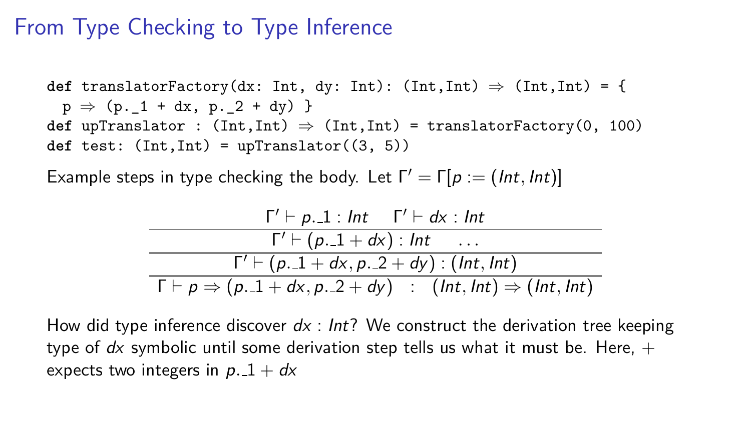# From Type Checking to Type Inference

```
def translatorFactory(dx: Int, dy: Int): (Int,Int) ⇒ (Int,Int) = {
  p ⇒ (p._1 + dx, p._2 + dy) }
def upTranslator : (Int,Int) ⇒ (Int,Int) = translatorFactory(0, 100)
def test: (Int,Int) = upTranslator((3, 5))
```

Example steps in type checking the body. Let $\Gamma' = \Gamma[p := (Int, Int)]$

$$
\dfrac{\dfrac{\dfrac{\Gamma' \vdash p.\_1 : Int \quad \Gamma' \vdash dx : Int}{\Gamma' \vdash (p.\_1 + dx) : Int \quad \ldots}}{\Gamma' \vdash (p.\_1 + dx, p.\_2 + dy) : (Int, Int)}}{\Gamma \vdash p \Rightarrow (p.\_1 + dx, p.\_2 + dy) \;\; : \;\; (Int, Int) \Rightarrow (Int, Int)}
$$

How did type inference discover $dx : Int$? We construct the derivation tree keeping type of $dx$ symbolic until some derivation step tells us what it must be. Here, $+$ expects two integers in $p.\_1 + dx$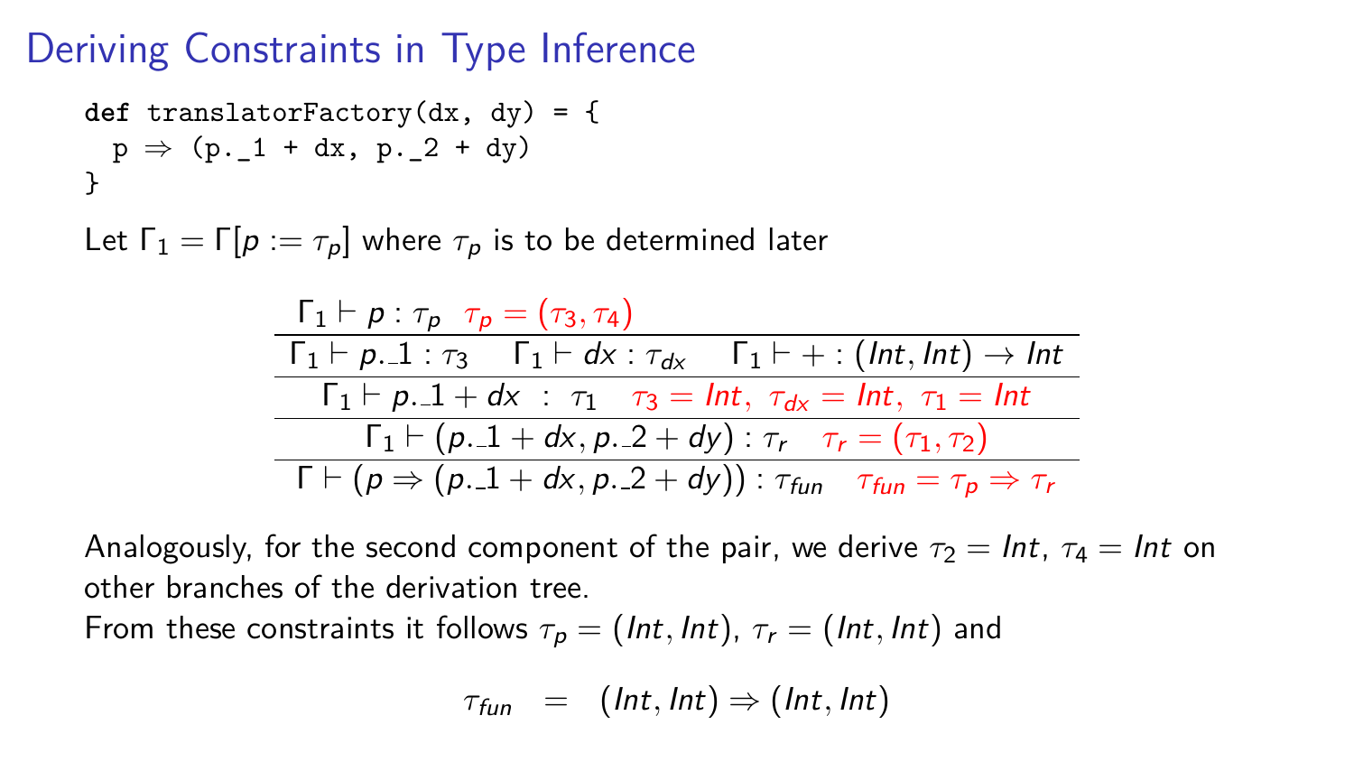# Deriving Constraints in Type Inference

```
def translatorFactory(dx, dy) = {
  p ⇒ (p._1 + dx, p._2 + dy)
}
```

Let $\Gamma_1 = \Gamma[p := \tau_p]$ where $\tau_p$ is to be determined later

$$
\dfrac{\dfrac{\dfrac{\dfrac{\Gamma_1 \vdash p : \tau_p \quad \tau_p = (\tau_3, \tau_4)}{\Gamma_1 \vdash p.\_1 : \tau_3 \quad \Gamma_1 \vdash dx : \tau_{dx} \quad \Gamma_1 \vdash + : (Int, Int) \to Int}}{\Gamma_1 \vdash p.\_1 + dx \;:\; \tau_1 \quad \tau_3 = Int,\ \tau_{dx} = Int,\ \tau_1 = Int}}{\Gamma_1 \vdash (p.\_1 + dx, p.\_2 + dy) : \tau_r \quad \tau_r = (\tau_1, \tau_2)}}{\Gamma \vdash (p \Rightarrow (p.\_1 + dx, p.\_2 + dy)) : \tau_{fun} \quad \tau_{fun} = \tau_p \Rightarrow \tau_r}
$$

Analogously, for the second component of the pair, we derive $\tau_2 = Int$, $\tau_4 = Int$ on other branches of the derivation tree.

From these constraints it follows $\tau_p = (Int, Int)$, $\tau_r = (Int, Int)$ and

$$
\tau_{fun} \;=\; (Int, Int) \Rightarrow (Int, Int)
$$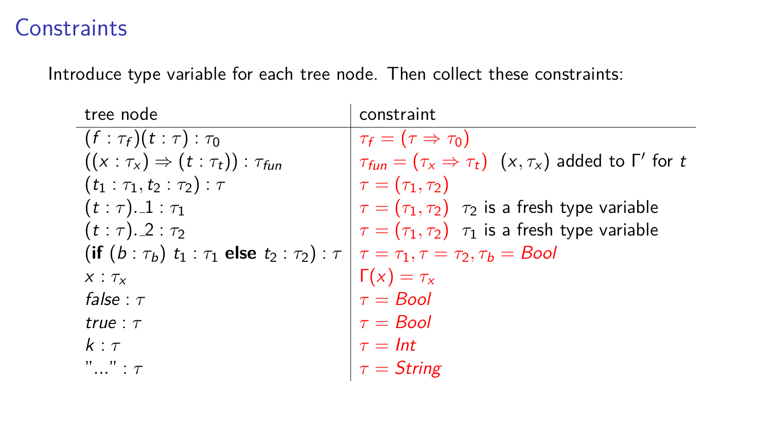# Constraints

Introduce type variable for each tree node. Then collect these constraints:

| tree node | constraint |
|---|---|
| $(f : \tau_f)(t : \tau) : \tau_0$ | $\tau_f = (\tau \Rightarrow \tau_0)$ |
| $((x : \tau_x) \Rightarrow (t : \tau_t)) : \tau_{fun}$ | $\tau_{fun} = (\tau_x \Rightarrow \tau_t)$ $(x, \tau_x)$ added to $\Gamma'$ for $t$ |
| $(t_1 : \tau_1, t_2 : \tau_2) : \tau$ | $\tau = (\tau_1, \tau_2)$ |
| $(t : \tau).\_1 : \tau_1$ | $\tau = (\tau_1, \tau_2)$ $\tau_2$ is a fresh type variable |
| $(t : \tau).\_2 : \tau_2$ | $\tau = (\tau_1, \tau_2)$ $\tau_1$ is a fresh type variable |
| $(\textbf{if } (b : \tau_b) \ t_1 : \tau_1 \textbf{ else } t_2 : \tau_2) : \tau$ | $\tau = \tau_1, \tau = \tau_2, \tau_b = Bool$ |
| $x : \tau_x$ | $\Gamma(x) = \tau_x$ |
| $false : \tau$ | $\tau = Bool$ |
| $true : \tau$ | $\tau = Bool$ |
| $k : \tau$ | $\tau = Int$ |
| $"..." : \tau$ | $\tau = String$ |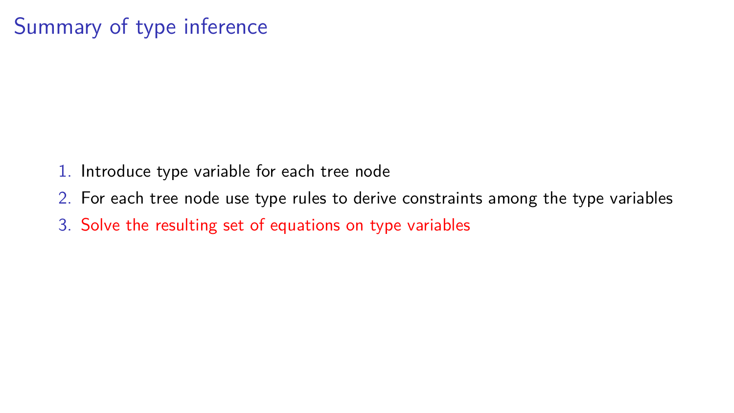# Summary of type inference

1. Introduce type variable for each tree node
2. For each tree node use type rules to derive constraints among the type variables
3. Solve the resulting set of equations on type variables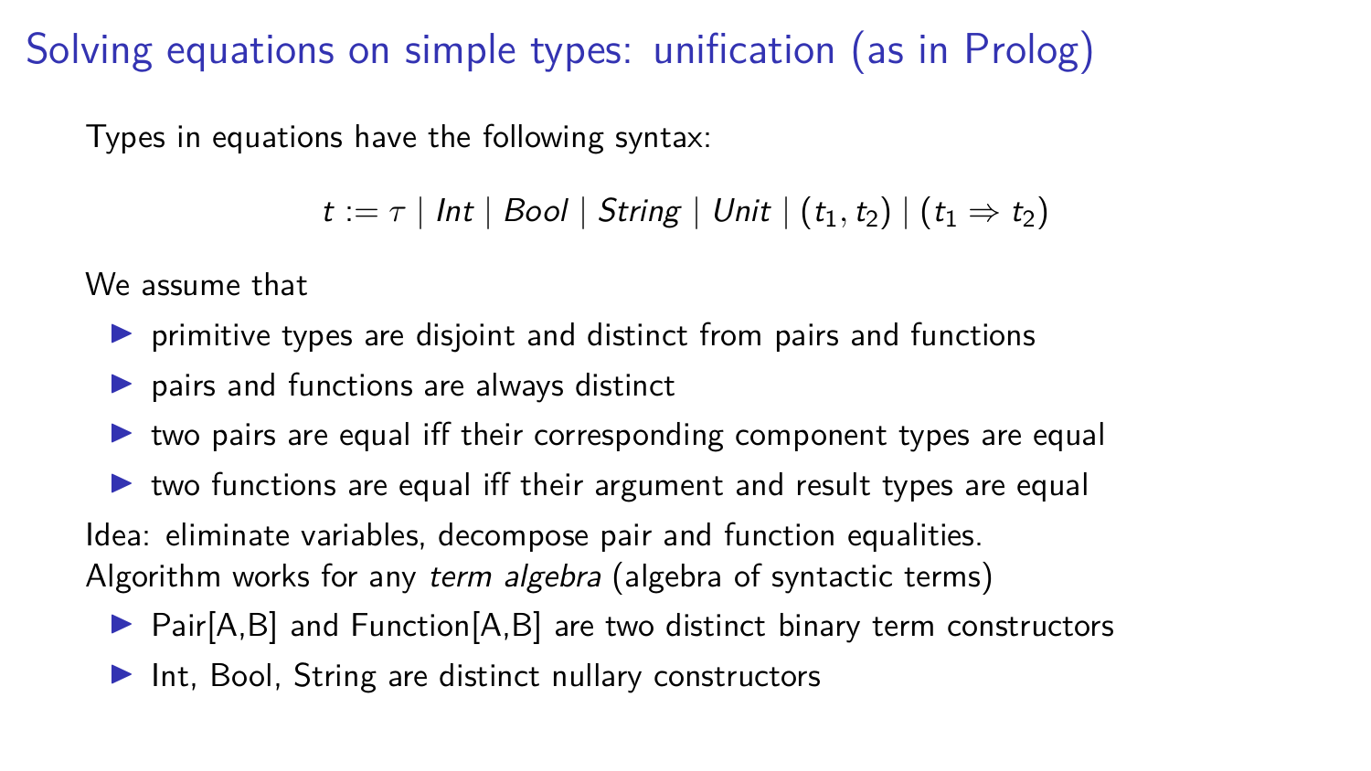# Solving equations on simple types: unification (as in Prolog)

Types in equations have the following syntax:

$$t := \tau \mid Int \mid Bool \mid String \mid Unit \mid (t_1, t_2) \mid (t_1 \Rightarrow t_2)$$

We assume that

- primitive types are disjoint and distinct from pairs and functions
- pairs and functions are always distinct
- two pairs are equal iff their corresponding component types are equal
- two functions are equal iff their argument and result types are equal

Idea: eliminate variables, decompose pair and function equalities.
Algorithm works for any *term algebra* (algebra of syntactic terms)

- Pair[A,B] and Function[A,B] are two distinct binary term constructors
- Int, Bool, String are distinct nullary constructors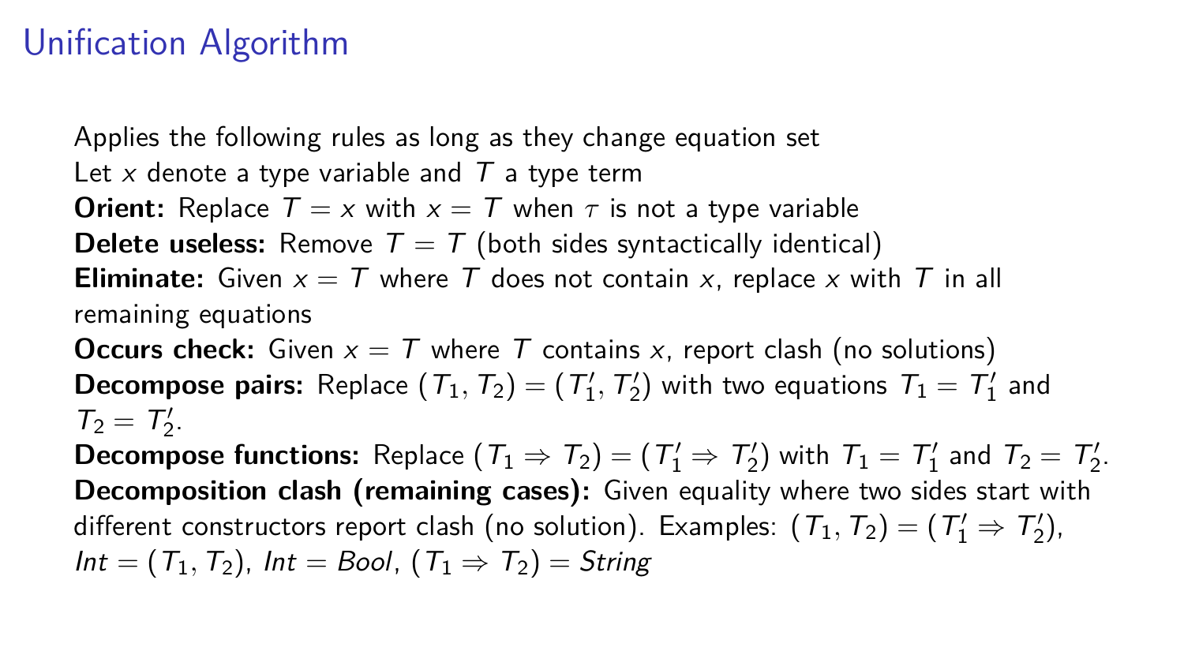# Unification Algorithm

Applies the following rules as long as they change equation set

Let $x$ denote a type variable and $T$ a type term

**Orient:** Replace $T = x$ with $x = T$ when $\tau$ is not a type variable

**Delete useless:** Remove $T = T$ (both sides syntactically identical)

**Eliminate:** Given $x = T$ where $T$ does not contain $x$, replace $x$ with $T$ in all remaining equations

**Occurs check:** Given $x = T$ where $T$ contains $x$, report clash (no solutions)

**Decompose pairs:** Replace $(T_1, T_2) = (T_1', T_2')$ with two equations $T_1 = T_1'$ and $T_2 = T_2'$.

**Decompose functions:** Replace $(T_1 \Rightarrow T_2) = (T_1' \Rightarrow T_2')$ with $T_1 = T_1'$ and $T_2 = T_2'$.

**Decomposition clash (remaining cases):** Given equality where two sides start with different constructors report clash (no solution). Examples: $(T_1, T_2) = (T_1' \Rightarrow T_2')$, $Int = (T_1, T_2)$, $Int = Bool$, $(T_1 \Rightarrow T_2) = String$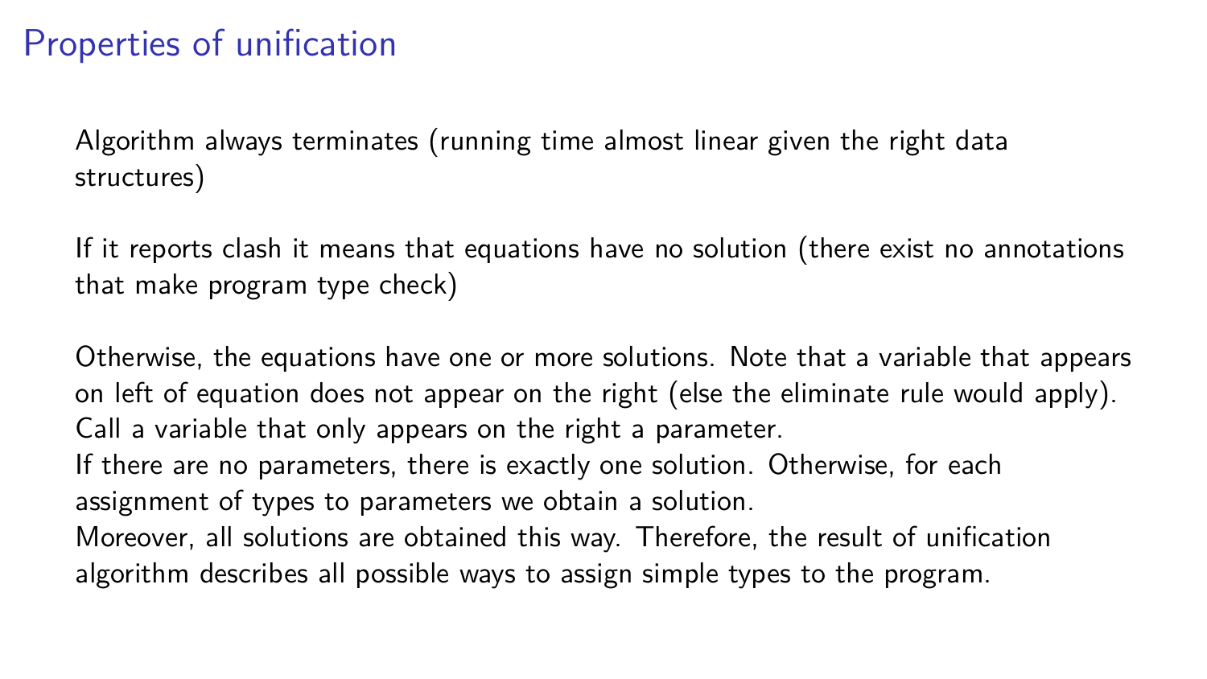# Properties of unification

Algorithm always terminates (running time almost linear given the right data structures)

If it reports clash it means that equations have no solution (there exist no annotations that make program type check)

Otherwise, the equations have one or more solutions. Note that a variable that appears on left of equation does not appear on the right (else the eliminate rule would apply). Call a variable that only appears on the right a parameter.
If there are no parameters, there is exactly one solution. Otherwise, for each assignment of types to parameters we obtain a solution.
Moreover, all solutions are obtained this way. Therefore, the result of unification algorithm describes all possible ways to assign simple types to the program.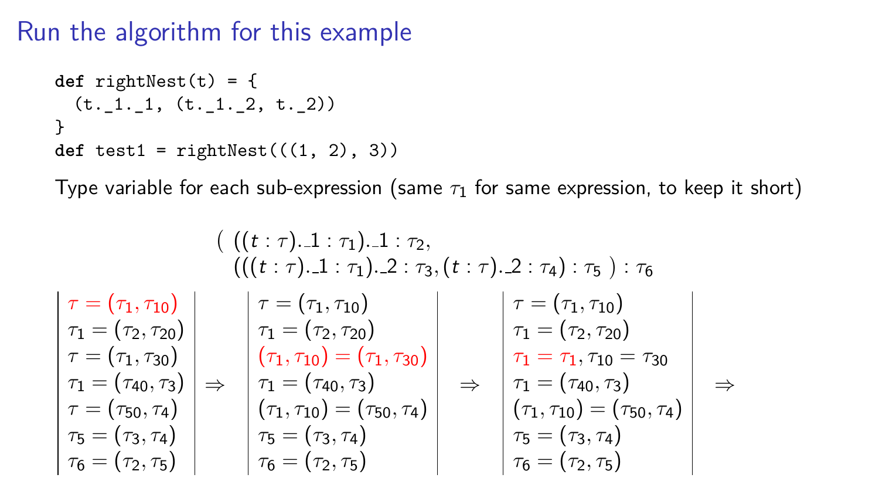# Run the algorithm for this example

```
def rightNest(t) = {
  (t._1._1, (t._1._2, t._2))
}
def test1 = rightNest(((1, 2), 3))
```

Type variable for each sub-expression (same $\tau_1$ for same expression, to keep it short)

$$
\begin{array}{l}
(\ ((t:\tau).\_1:\tau_1).\_1:\tau_2,\\
\ \ (((t:\tau).\_1:\tau_1).\_2:\tau_3, (t:\tau).\_2:\tau_4):\tau_5\ ):\tau_6
\end{array}
$$

$$
\left|
\begin{array}{l}
\color{red}{\tau = (\tau_1, \tau_{10})}\\
\tau_1 = (\tau_2, \tau_{20})\\
\tau = (\tau_1, \tau_{30})\\
\tau_1 = (\tau_{40}, \tau_3)\\
\tau = (\tau_{50}, \tau_4)\\
\tau_5 = (\tau_3, \tau_4)\\
\tau_6 = (\tau_2, \tau_5)
\end{array}
\right|
\Rightarrow
\left|
\begin{array}{l}
\tau = (\tau_1, \tau_{10})\\
\tau_1 = (\tau_2, \tau_{20})\\
\color{red}{(\tau_1, \tau_{10}) = (\tau_1, \tau_{30})}\\
\tau_1 = (\tau_{40}, \tau_3)\\
(\tau_1, \tau_{10}) = (\tau_{50}, \tau_4)\\
\tau_5 = (\tau_3, \tau_4)\\
\tau_6 = (\tau_2, \tau_5)
\end{array}
\right|
\Rightarrow
\left|
\begin{array}{l}
\tau = (\tau_1, \tau_{10})\\
\tau_1 = (\tau_2, \tau_{20})\\
\color{red}{\tau_1 = \tau_1}, \tau_{10} = \tau_{30}\\
\tau_1 = (\tau_{40}, \tau_3)\\
(\tau_1, \tau_{10}) = (\tau_{50}, \tau_4)\\
\tau_5 = (\tau_3, \tau_4)\\
\tau_6 = (\tau_2, \tau_5)
\end{array}
\right|
\Rightarrow
$$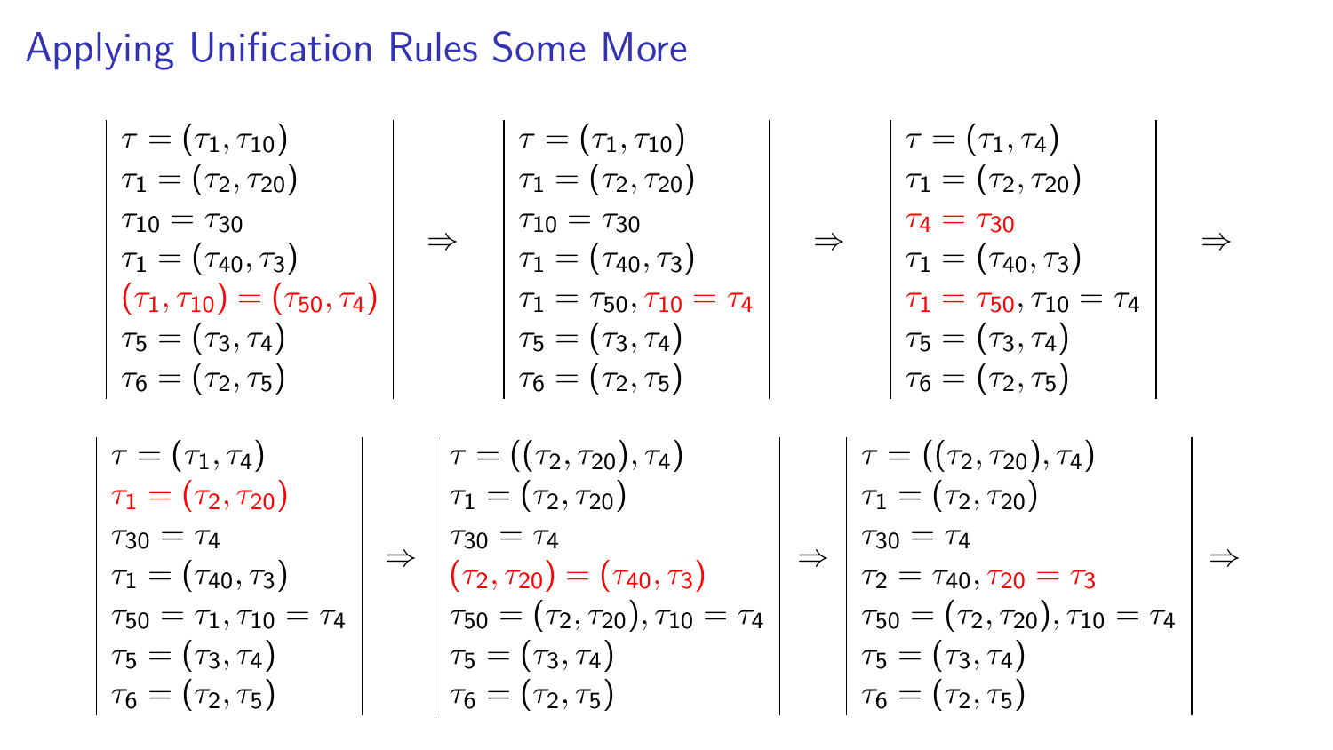# Applying Unification Rules Some More

$$
\begin{array}{|l|}
\tau = (\tau_1, \tau_{10}) \\
\tau_1 = (\tau_2, \tau_{20}) \\
\tau_{10} = \tau_{30} \\
\tau_1 = (\tau_{40}, \tau_3) \\
\color{red}{(\tau_1, \tau_{10}) = (\tau_{50}, \tau_4)} \\
\tau_5 = (\tau_3, \tau_4) \\
\tau_6 = (\tau_2, \tau_5)
\end{array}
\Rightarrow
\begin{array}{|l|}
\tau = (\tau_1, \tau_{10}) \\
\tau_1 = (\tau_2, \tau_{20}) \\
\tau_{10} = \tau_{30} \\
\tau_1 = (\tau_{40}, \tau_3) \\
\tau_1 = \tau_{50}, \color{red}{\tau_{10} = \tau_4} \\
\tau_5 = (\tau_3, \tau_4) \\
\tau_6 = (\tau_2, \tau_5)
\end{array}
\Rightarrow
\begin{array}{|l|}
\tau = (\tau_1, \tau_4) \\
\tau_1 = (\tau_2, \tau_{20}) \\
\color{red}{\tau_4 = \tau_{30}} \\
\tau_1 = (\tau_{40}, \tau_3) \\
\color{red}{\tau_1 = \tau_{50}}, \tau_{10} = \tau_4 \\
\tau_5 = (\tau_3, \tau_4) \\
\tau_6 = (\tau_2, \tau_5)
\end{array}
\Rightarrow
$$

$$
\begin{array}{|l|}
\tau = (\tau_1, \tau_4) \\
\color{red}{\tau_1 = (\tau_2, \tau_{20})} \\
\tau_{30} = \tau_4 \\
\tau_1 = (\tau_{40}, \tau_3) \\
\tau_{50} = \tau_1, \tau_{10} = \tau_4 \\
\tau_5 = (\tau_3, \tau_4) \\
\tau_6 = (\tau_2, \tau_5)
\end{array}
\Rightarrow
\begin{array}{|l|}
\tau = ((\tau_2, \tau_{20}), \tau_4) \\
\tau_1 = (\tau_2, \tau_{20}) \\
\tau_{30} = \tau_4 \\
\color{red}{(\tau_2, \tau_{20}) = (\tau_{40}, \tau_3)} \\
\tau_{50} = (\tau_2, \tau_{20}), \tau_{10} = \tau_4 \\
\tau_5 = (\tau_3, \tau_4) \\
\tau_6 = (\tau_2, \tau_5)
\end{array}
\Rightarrow
\begin{array}{|l|}
\tau = ((\tau_2, \tau_{20}), \tau_4) \\
\tau_1 = (\tau_2, \tau_{20}) \\
\tau_{30} = \tau_4 \\
\tau_2 = \tau_{40}, \color{red}{\tau_{20} = \tau_3} \\
\tau_{50} = (\tau_2, \tau_{20}), \tau_{10} = \tau_4 \\
\tau_5 = (\tau_3, \tau_4) \\
\tau_6 = (\tau_2, \tau_5)
\end{array}
\Rightarrow
$$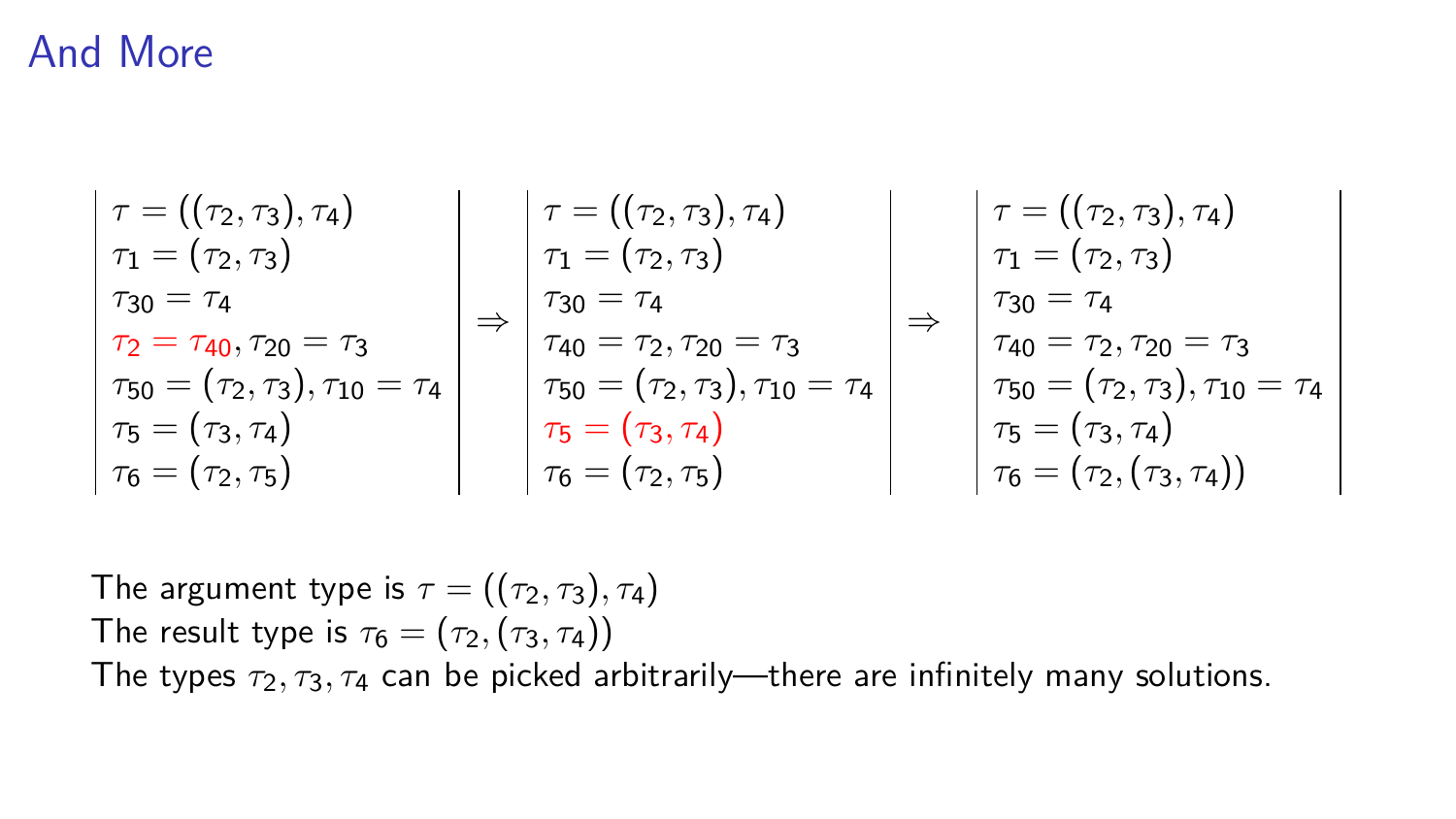# And More

$$
\begin{array}{|l|}
\tau = ((\tau_2, \tau_3), \tau_4) \\
\tau_1 = (\tau_2, \tau_3) \\
\tau_{30} = \tau_4 \\
\tau_2 = \tau_{40}, \tau_{20} = \tau_3 \\
\tau_{50} = (\tau_2, \tau_3), \tau_{10} = \tau_4 \\
\tau_5 = (\tau_3, \tau_4) \\
\tau_6 = (\tau_2, \tau_5)
\end{array}
\Rightarrow
\begin{array}{|l|}
\tau = ((\tau_2, \tau_3), \tau_4) \\
\tau_1 = (\tau_2, \tau_3) \\
\tau_{30} = \tau_4 \\
\tau_{40} = \tau_2, \tau_{20} = \tau_3 \\
\tau_{50} = (\tau_2, \tau_3), \tau_{10} = \tau_4 \\
\tau_5 = (\tau_3, \tau_4) \\
\tau_6 = (\tau_2, \tau_5)
\end{array}
\Rightarrow
\begin{array}{|l|}
\tau = ((\tau_2, \tau_3), \tau_4) \\
\tau_1 = (\tau_2, \tau_3) \\
\tau_{30} = \tau_4 \\
\tau_{40} = \tau_2, \tau_{20} = \tau_3 \\
\tau_{50} = (\tau_2, \tau_3), \tau_{10} = \tau_4 \\
\tau_5 = (\tau_3, \tau_4) \\
\tau_6 = (\tau_2, (\tau_3, \tau_4))
\end{array}
$$

The argument type is $\tau = ((\tau_2, \tau_3), \tau_4)$

The result type is $\tau_6 = (\tau_2, (\tau_3, \tau_4))$

The types $\tau_2, \tau_3, \tau_4$ can be picked arbitrarily—there are infinitely many solutions.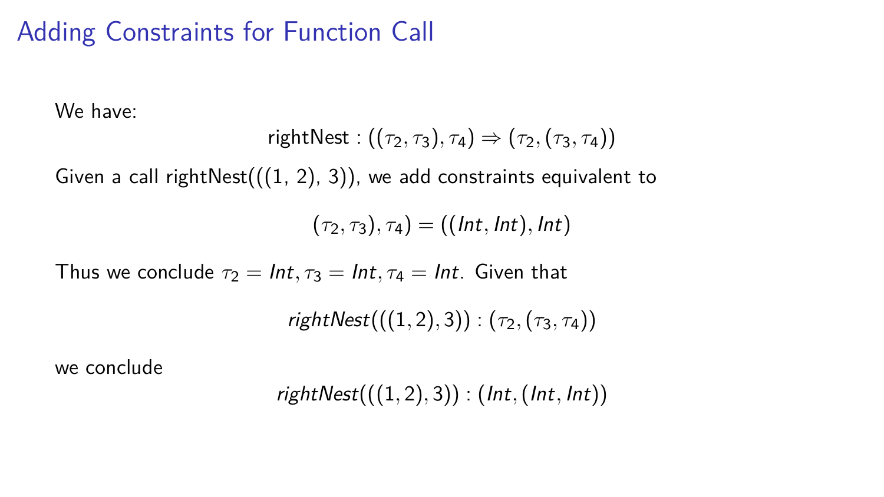# Adding Constraints for Function Call

We have:

$$\text{rightNest} : ((\tau_2, \tau_3), \tau_4) \Rightarrow (\tau_2, (\tau_3, \tau_4))$$

Given a call rightNest(((1, 2), 3)), we add constraints equivalent to

$$(\tau_2, \tau_3), \tau_4) = ((Int, Int), Int)$$

Thus we conclude $\tau_2 = Int, \tau_3 = Int, \tau_4 = Int$. Given that

$$rightNest(((1, 2), 3)) : (\tau_2, (\tau_3, \tau_4))$$

we conclude

$$rightNest(((1, 2), 3)) : (Int, (Int, Int))$$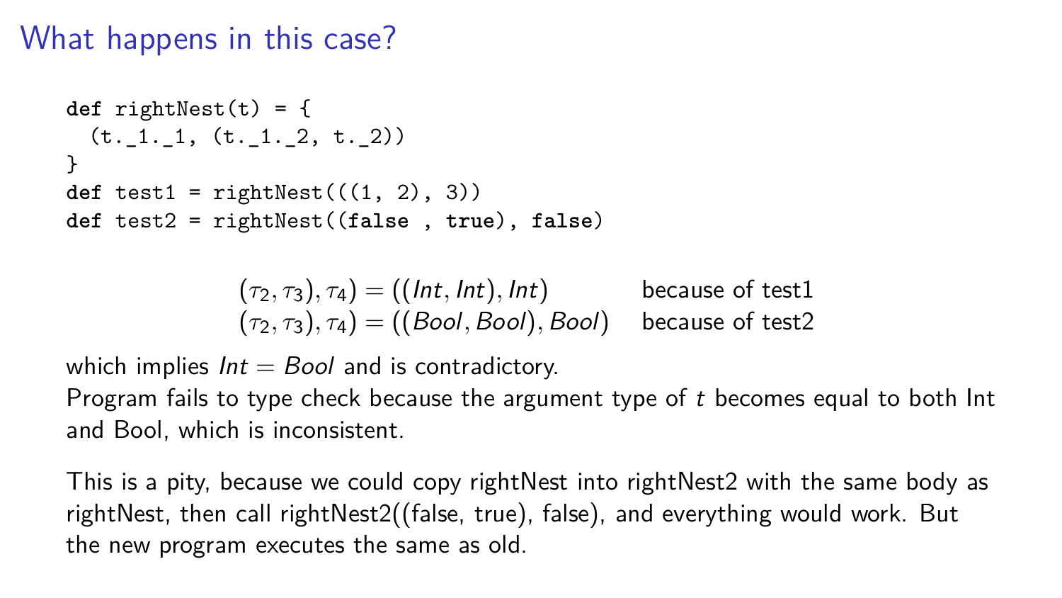# What happens in this case?

```
def rightNest(t) = {
  (t._1._1, (t._1._2, t._2))
}
def test1 = rightNest(((1, 2), 3))
def test2 = rightNest((false , true), false)
```

$$(\tau_2, \tau_3), \tau_4) = ((Int, Int), Int) \qquad \text{because of test1}$$
$$(\tau_2, \tau_3), \tau_4) = ((Bool, Bool), Bool) \qquad \text{because of test2}$$

which implies $Int = Bool$ and is contradictory.
Program fails to type check because the argument type of $t$ becomes equal to both Int and Bool, which is inconsistent.

This is a pity, because we could copy rightNest into rightNest2 with the same body as rightNest, then call rightNest2((false, true), false), and everything would work. But the new program executes the same as old.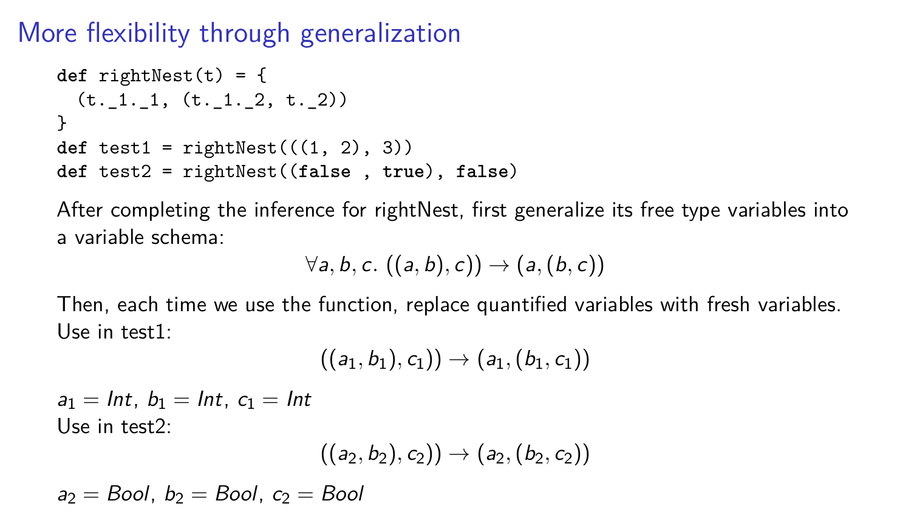# More flexibility through generalization

```
def rightNest(t) = {
  (t._1._1, (t._1._2, t._2))
}
def test1 = rightNest(((1, 2), 3))
def test2 = rightNest((false , true), false)
```

After completing the inference for rightNest, first generalize its free type variables into a variable schema:

$$\forall a, b, c.\ ((a, b), c)) \to (a, (b, c))$$

Then, each time we use the function, replace quantified variables with fresh variables.
Use in test1:

$$((a_1, b_1), c_1)) \to (a_1, (b_1, c_1))$$

$a_1 = Int$, $b_1 = Int$, $c_1 = Int$
Use in test2:

$$((a_2, b_2), c_2)) \to (a_2, (b_2, c_2))$$

$a_2 = Bool$, $b_2 = Bool$, $c_2 = Bool$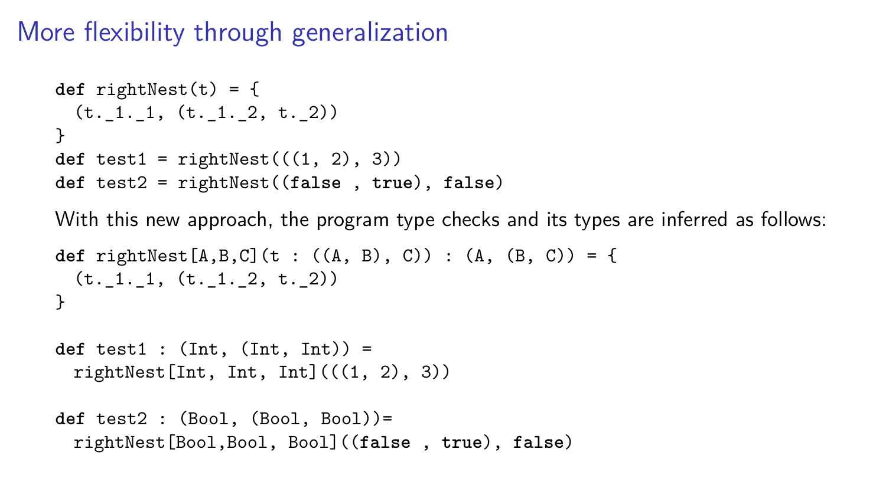# More flexibility through generalization

```
def rightNest(t) = {
  (t._1._1, (t._1._2, t._2))
}
def test1 = rightNest(((1, 2), 3))
def test2 = rightNest((false , true), false)
```

With this new approach, the program type checks and its types are inferred as follows:

```
def rightNest[A,B,C](t : ((A, B), C)) : (A, (B, C)) = {
  (t._1._1, (t._1._2, t._2))
}

def test1 : (Int, (Int, Int)) =
  rightNest[Int, Int, Int](((1, 2), 3))

def test2 : (Bool, (Bool, Bool))=
  rightNest[Bool,Bool, Bool]((false , true), false)
```